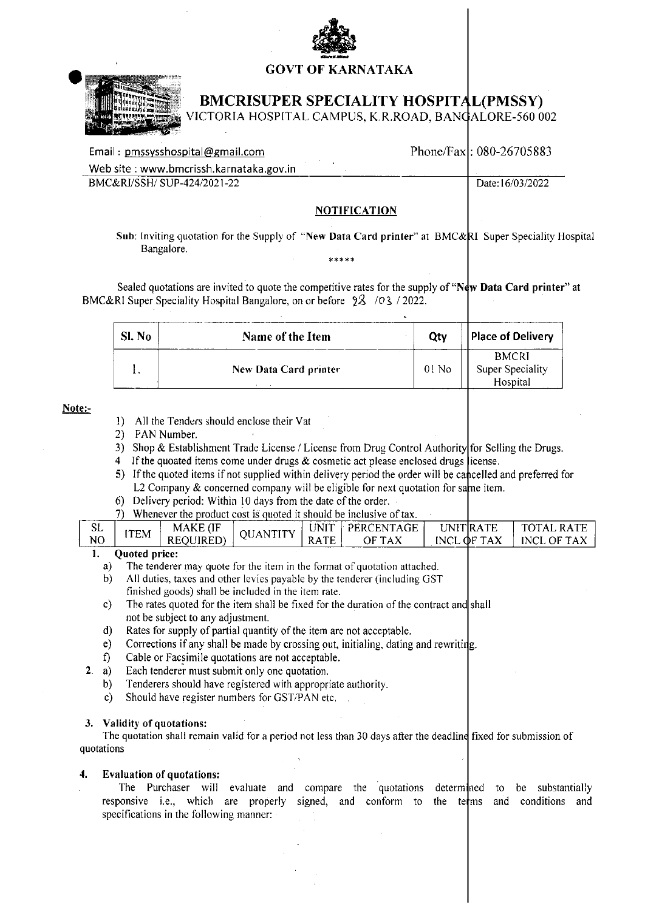# GOVT OF KARNATAKA

## BMCRISUPER SPECIALITY HOSPITAL(PMSSY)

VICTORIA HOSPITAL CAMPUS, K.R.ROAD, BANGALORE-560 002

Email : pmssysshospital@gmail.com Phone/Fax : 080-26705883

Web site : www.bmcrissh.karnataka.gov.in

BMC&RI/SSH/ SUP-424/2021-22 Date:16/03/2022

### NOTIFICATION

**Sub**: Inviting quotation for the Supply of "**New Data Card printer**" at BMC&RI Super Speciality Hospital Bangalore.

*****

Sealed quotations are invited to quote the competitive rates for the supply of "**New Data Card printer**" at BMC&RI Super Speciality Hospital Bangalore, on or before 28 /03 / 2022.

| Sl. No | Name of the Item | Qty | Place of Delivery |
|---|---|---|---|
| 1. | New Data Card printer | 01 No | BMCRI Super Speciality Hospital |

**Note:-**

1) All the Tenders should enclose their Vat
2) PAN Number.
3) Shop & Establishment Trade License / License from Drug Control Authority for Selling the Drugs.
4 If the quoated items come under drugs & cosmetic act please enclosed drugs license.
5) If the quoted items if not supplied within delivery period the order will be cancelled and preferred for L2 Company & concerned company will be eligible for next quotation for same item.
6) Delivery period: Within 10 days from the date of the order.
7) Whenever the product cost is quoted it should be inclusive of tax.

| SL NO | ITEM | MAKE (IF REQUIRED) | QUANTITY | UNIT RATE | PERCENTAGE OF TAX | UNIT RATE INCL OF TAX | TOTAL RATE INCL OF TAX |
|---|---|---|---|---|---|---|---|

**1. Quoted price:**

a) The tenderer may quote for the item in the format of quotation attached.

b) All duties, taxes and other levies payable by the tenderer (including GST finished goods) shall be included in the item rate.

c) The rates quoted for the item shall be fixed for the duration of the contract and shall not be subject to any adjustment.

d) Rates for supply of partial quantity of the item are not acceptable.

e) Corrections if any shall be made by crossing out, initialing, dating and rewriting.

f) Cable or Facsimile quotations are not acceptable.

**2.** a) Each tenderer must submit only one quotation.

b) Tenderers should have registered with appropriate authority.

c) Should have register numbers for GST/PAN etc.

**3. Validity of quotations:**

The quotation shall remain valid for a period not less than 30 days after the deadline fixed for submission of quotations

**4. Evaluation of quotations:**

The Purchaser will evaluate and compare the quotations determined to be substantially responsive i.e., which are properly signed, and conform to the terms and conditions and specifications in the following manner: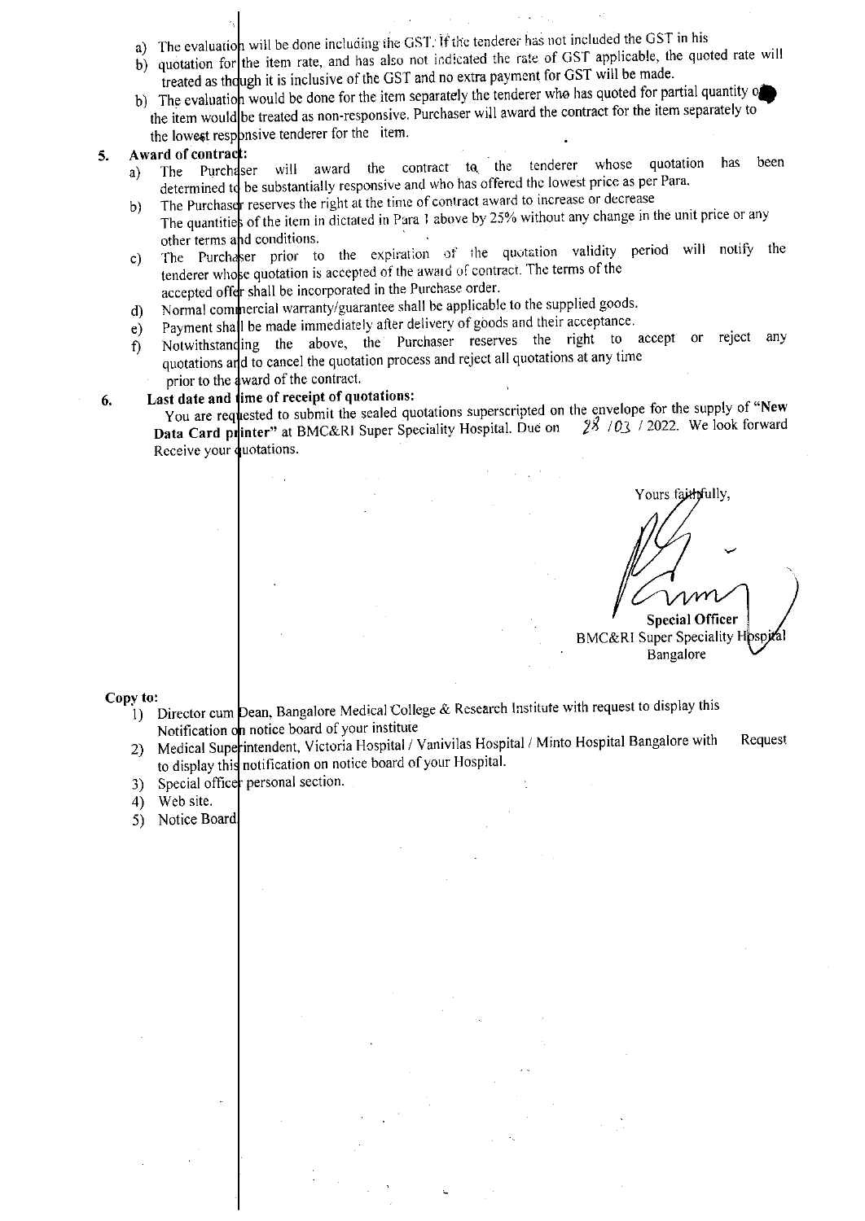a) The evaluation will be done including the GST. If the tenderer has not included the GST in his

b) quotation for the item rate, and has also not indicated the rate of GST applicable, the quoted rate will treated as though it is inclusive of the GST and no extra payment for GST will be made.

b) The evaluation would be done for the item separately the tenderer who has quoted for partial quantity of the item would be treated as non-responsive. Purchaser will award the contract for the item separately to the lowest responsive tenderer for the item.

5. **Award of contract:**

a) The Purchaser will award the contract to the tenderer whose quotation has been determined to be substantially responsive and who has offered the lowest price as per Para.

b) The Purchaser reserves the right at the time of contract award to increase or decrease The quantities of the item in dictated in Para 1 above by 25% without any change in the unit price or any other terms and conditions.

c) The Purchaser prior to the expiration of the quotation validity period will notify the tenderer whose quotation is accepted of the award of contract. The terms of the accepted offer shall be incorporated in the Purchase order.

d) Normal commercial warranty/guarantee shall be applicable to the supplied goods.

e) Payment shall be made immediately after delivery of goods and their acceptance.

f) Notwithstanding the above, the Purchaser reserves the right to accept or reject any quotations and to cancel the quotation process and reject all quotations at any time prior to the award of the contract.

6. **Last date and time of receipt of quotations:**

You are requested to submit the sealed quotations superscripted on the envelope for the supply of "**New Data Card printer**" at BMC&RI Super Speciality Hospital. Due on 28 /03 / 2022. We look forward Receive your quotations.

Yours faithfully,

**Special Officer**
BMC&RI Super Speciality Hospital
Bangalore

**Copy to:**

1) Director cum Dean, Bangalore Medical College & Research Institute with request to display this Notification on notice board of your institute
2) Medical Superintendent, Victoria Hospital / Vanivilas Hospital / Minto Hospital Bangalore with Request to display this notification on notice board of your Hospital.
3) Special officer personal section.
4) Web site.
5) Notice Board.